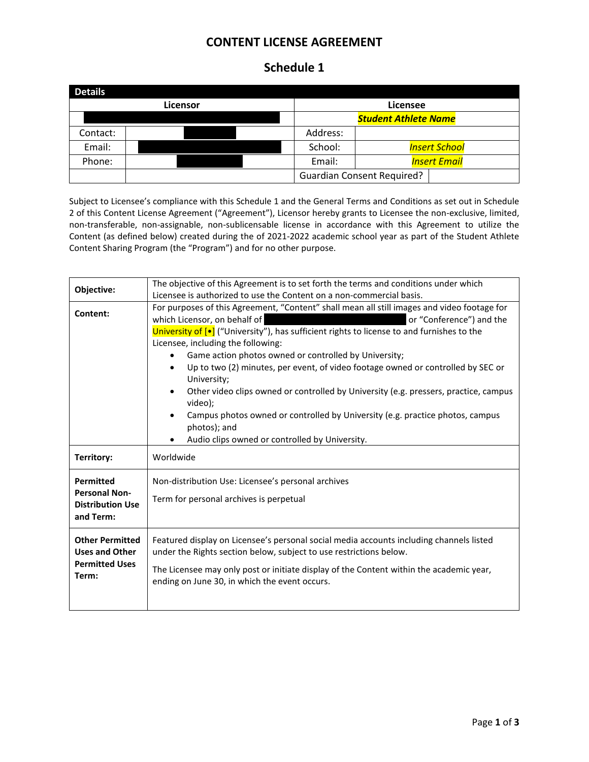# CONTENT LICENSE AGREEMENT

## Schedule 1

| Details | | | |
|---|---|---|---|
| Licensor | | Licensee | |
| | | ***Student Athlete Name*** | |
| Contact: | | Address: | |
| Email: | | School: | *Insert School* |
| Phone: | | Email: | *Insert Email* |
| | | Guardian Consent Required? | |

Subject to Licensee's compliance with this Schedule 1 and the General Terms and Conditions as set out in Schedule 2 of this Content License Agreement ("Agreement"), Licensor hereby grants to Licensee the non-exclusive, limited, non-transferable, non-assignable, non-sublicensable license in accordance with this Agreement to utilize the Content (as defined below) created during the of 2021-2022 academic school year as part of the Student Athlete Content Sharing Program (the "Program") and for no other purpose.

| | |
|---|---|
| **Objective:** | The objective of this Agreement is to set forth the terms and conditions under which Licensee is authorized to use the Content on a non-commercial basis. |
| **Content:** | For purposes of this Agreement, "Content" shall mean all still images and video footage for which Licensor, on behalf of [redacted] or "Conference") and the University of [•] ("University"), has sufficient rights to license to and furnishes to the Licensee, including the following:<br>• Game action photos owned or controlled by University;<br>• Up to two (2) minutes, per event, of video footage owned or controlled by SEC or University;<br>• Other video clips owned or controlled by University (e.g. pressers, practice, campus video);<br>• Campus photos owned or controlled by University (e.g. practice photos, campus photos); and<br>• Audio clips owned or controlled by University. |
| **Territory:** | Worldwide |
| **Permitted Personal Non-Distribution Use and Term:** | Non-distribution Use: Licensee's personal archives<br><br>Term for personal archives is perpetual |
| **Other Permitted Uses and Other Permitted Uses Term:** | Featured display on Licensee's personal social media accounts including channels listed under the Rights section below, subject to use restrictions below.<br><br>The Licensee may only post or initiate display of the Content within the academic year, ending on June 30, in which the event occurs. |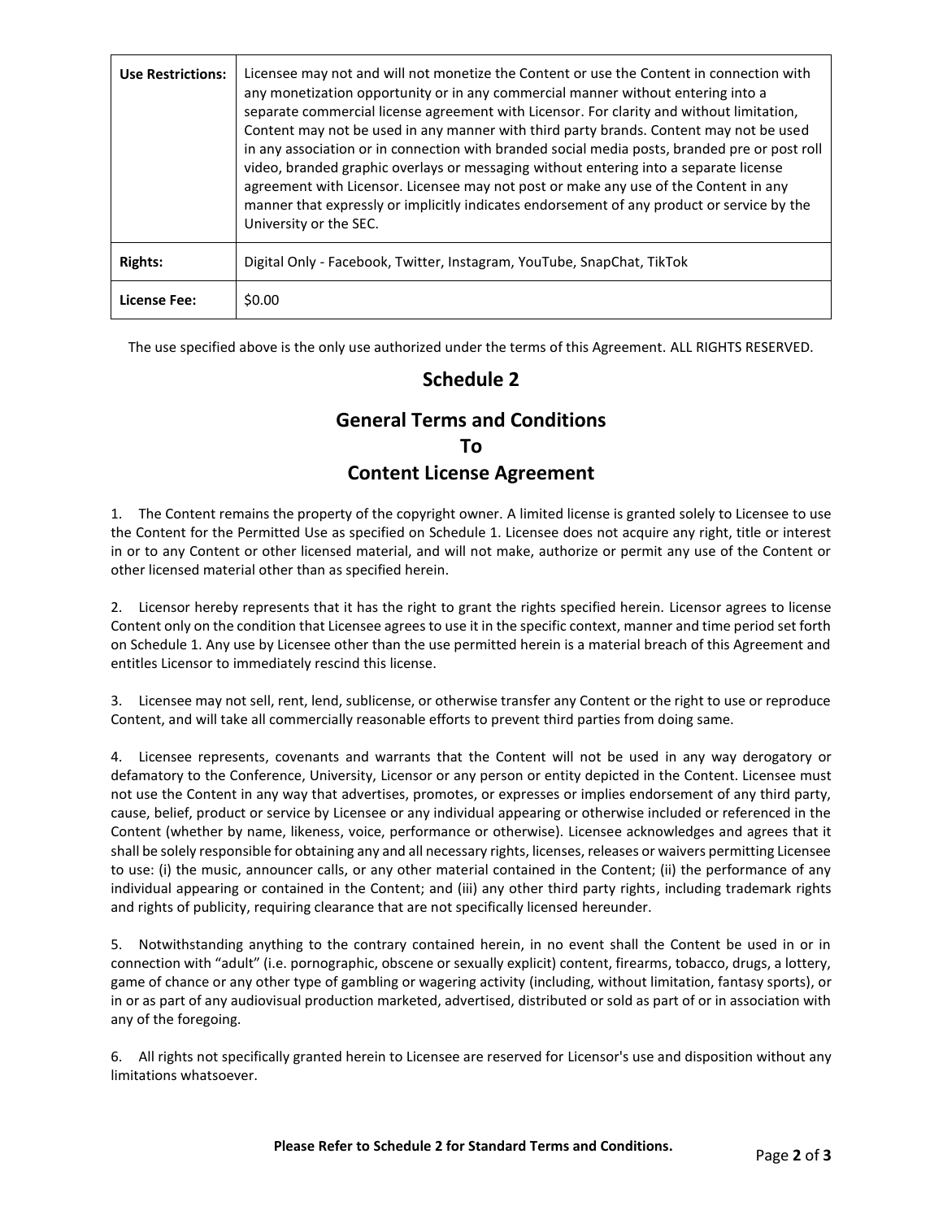| | |
|---|---|
| **Use Restrictions:** | Licensee may not and will not monetize the Content or use the Content in connection with any monetization opportunity or in any commercial manner without entering into a separate commercial license agreement with Licensor. For clarity and without limitation, Content may not be used in any manner with third party brands. Content may not be used in any association or in connection with branded social media posts, branded pre or post roll video, branded graphic overlays or messaging without entering into a separate license agreement with Licensor. Licensee may not post or make any use of the Content in any manner that expressly or implicitly indicates endorsement of any product or service by the University or the SEC. |
| **Rights:** | Digital Only - Facebook, Twitter, Instagram, YouTube, SnapChat, TikTok |
| **License Fee:** | $0.00 |

The use specified above is the only use authorized under the terms of this Agreement. ALL RIGHTS RESERVED.

## Schedule 2

## General Terms and Conditions To Content License Agreement

1. The Content remains the property of the copyright owner. A limited license is granted solely to Licensee to use the Content for the Permitted Use as specified on Schedule 1. Licensee does not acquire any right, title or interest in or to any Content or other licensed material, and will not make, authorize or permit any use of the Content or other licensed material other than as specified herein.

2. Licensor hereby represents that it has the right to grant the rights specified herein. Licensor agrees to license Content only on the condition that Licensee agrees to use it in the specific context, manner and time period set forth on Schedule 1. Any use by Licensee other than the use permitted herein is a material breach of this Agreement and entitles Licensor to immediately rescind this license.

3. Licensee may not sell, rent, lend, sublicense, or otherwise transfer any Content or the right to use or reproduce Content, and will take all commercially reasonable efforts to prevent third parties from doing same.

4. Licensee represents, covenants and warrants that the Content will not be used in any way derogatory or defamatory to the Conference, University, Licensor or any person or entity depicted in the Content. Licensee must not use the Content in any way that advertises, promotes, or expresses or implies endorsement of any third party, cause, belief, product or service by Licensee or any individual appearing or otherwise included or referenced in the Content (whether by name, likeness, voice, performance or otherwise). Licensee acknowledges and agrees that it shall be solely responsible for obtaining any and all necessary rights, licenses, releases or waivers permitting Licensee to use: (i) the music, announcer calls, or any other material contained in the Content; (ii) the performance of any individual appearing or contained in the Content; and (iii) any other third party rights, including trademark rights and rights of publicity, requiring clearance that are not specifically licensed hereunder.

5. Notwithstanding anything to the contrary contained herein, in no event shall the Content be used in or in connection with "adult" (i.e. pornographic, obscene or sexually explicit) content, firearms, tobacco, drugs, a lottery, game of chance or any other type of gambling or wagering activity (including, without limitation, fantasy sports), or in or as part of any audiovisual production marketed, advertised, distributed or sold as part of or in association with any of the foregoing.

6. All rights not specifically granted herein to Licensee are reserved for Licensor's use and disposition without any limitations whatsoever.

**Please Refer to Schedule 2 for Standard Terms and Conditions.**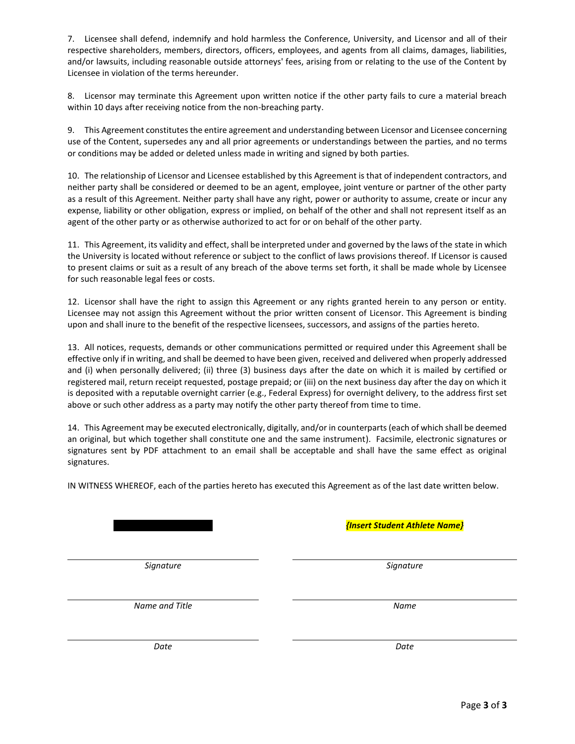7. Licensee shall defend, indemnify and hold harmless the Conference, University, and Licensor and all of their respective shareholders, members, directors, officers, employees, and agents from all claims, damages, liabilities, and/or lawsuits, including reasonable outside attorneys' fees, arising from or relating to the use of the Content by Licensee in violation of the terms hereunder.

8. Licensor may terminate this Agreement upon written notice if the other party fails to cure a material breach within 10 days after receiving notice from the non-breaching party.

9. This Agreement constitutes the entire agreement and understanding between Licensor and Licensee concerning use of the Content, supersedes any and all prior agreements or understandings between the parties, and no terms or conditions may be added or deleted unless made in writing and signed by both parties.

10. The relationship of Licensor and Licensee established by this Agreement is that of independent contractors, and neither party shall be considered or deemed to be an agent, employee, joint venture or partner of the other party as a result of this Agreement. Neither party shall have any right, power or authority to assume, create or incur any expense, liability or other obligation, express or implied, on behalf of the other and shall not represent itself as an agent of the other party or as otherwise authorized to act for or on behalf of the other party.

11. This Agreement, its validity and effect, shall be interpreted under and governed by the laws of the state in which the University is located without reference or subject to the conflict of laws provisions thereof. If Licensor is caused to present claims or suit as a result of any breach of the above terms set forth, it shall be made whole by Licensee for such reasonable legal fees or costs.

12. Licensor shall have the right to assign this Agreement or any rights granted herein to any person or entity. Licensee may not assign this Agreement without the prior written consent of Licensor. This Agreement is binding upon and shall inure to the benefit of the respective licensees, successors, and assigns of the parties hereto.

13. All notices, requests, demands or other communications permitted or required under this Agreement shall be effective only if in writing, and shall be deemed to have been given, received and delivered when properly addressed and (i) when personally delivered; (ii) three (3) business days after the date on which it is mailed by certified or registered mail, return receipt requested, postage prepaid; or (iii) on the next business day after the day on which it is deposited with a reputable overnight carrier (e.g., Federal Express) for overnight delivery, to the address first set above or such other address as a party may notify the other party thereof from time to time.

14. This Agreement may be executed electronically, digitally, and/or in counterparts (each of which shall be deemed an original, but which together shall constitute one and the same instrument). Facsimile, electronic signatures or signatures sent by PDF attachment to an email shall be acceptable and shall have the same effect as original signatures.

IN WITNESS WHEREOF, each of the parties hereto has executed this Agreement as of the last date written below.

| [REDACTED] | ***{Insert Student Athlete Name}*** |
| --- | --- |
| ______________________ | ______________________ |
| *Signature* | *Signature* |
| ______________________ | ______________________ |
| *Name and Title* | *Name* |
| ______________________ | ______________________ |
| *Date* | *Date* |